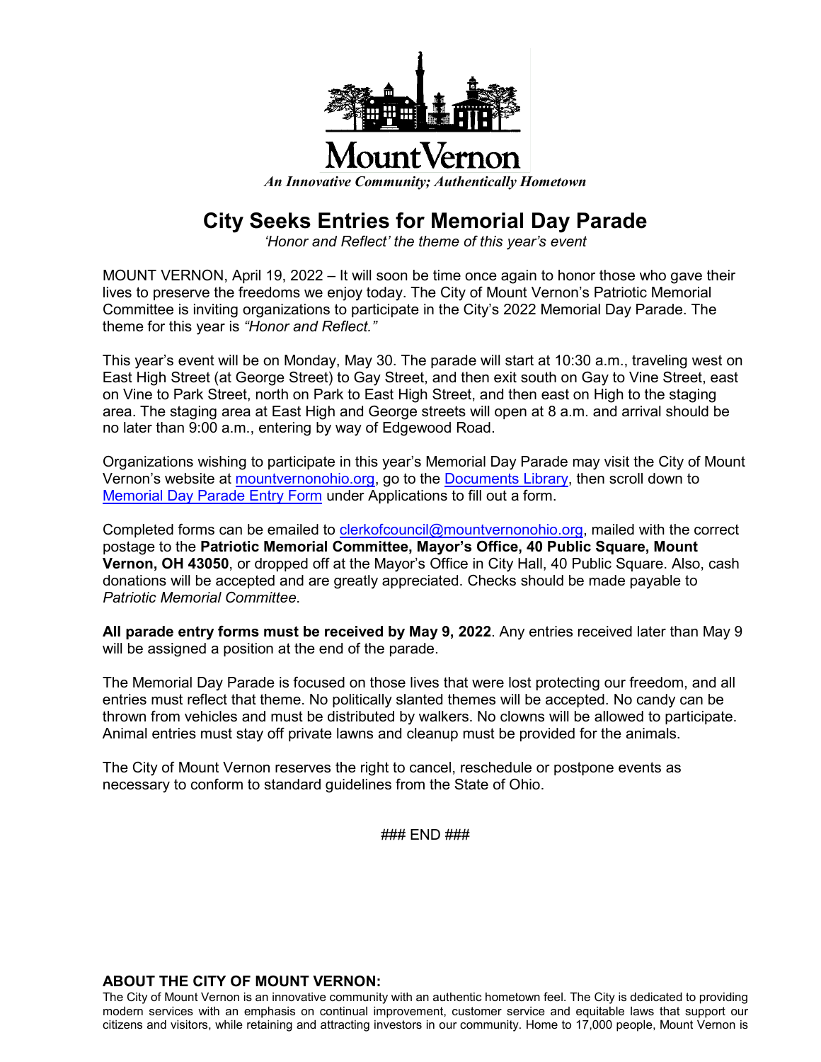Mount Vernon

*An Innovative Community; Authentically Hometown*

# City Seeks Entries for Memorial Day Parade

*'Honor and Reflect' the theme of this year's event*

MOUNT VERNON, April 19, 2022 – It will soon be time once again to honor those who gave their lives to preserve the freedoms we enjoy today. The City of Mount Vernon's Patriotic Memorial Committee is inviting organizations to participate in the City's 2022 Memorial Day Parade. The theme for this year is *"Honor and Reflect."*

This year's event will be on Monday, May 30. The parade will start at 10:30 a.m., traveling west on East High Street (at George Street) to Gay Street, and then exit south on Gay to Vine Street, east on Vine to Park Street, north on Park to East High Street, and then east on High to the staging area. The staging area at East High and George streets will open at 8 a.m. and arrival should be no later than 9:00 a.m., entering by way of Edgewood Road.

Organizations wishing to participate in this year's Memorial Day Parade may visit the City of Mount Vernon's website at mountvernonohio.org, go to the Documents Library, then scroll down to Memorial Day Parade Entry Form under Applications to fill out a form.

Completed forms can be emailed to clerkofcouncil@mountvernonohio.org, mailed with the correct postage to the **Patriotic Memorial Committee, Mayor's Office, 40 Public Square, Mount Vernon, OH 43050**, or dropped off at the Mayor's Office in City Hall, 40 Public Square. Also, cash donations will be accepted and are greatly appreciated. Checks should be made payable to *Patriotic Memorial Committee.*

**All parade entry forms must be received by May 9, 2022**. Any entries received later than May 9 will be assigned a position at the end of the parade.

The Memorial Day Parade is focused on those lives that were lost protecting our freedom, and all entries must reflect that theme. No politically slanted themes will be accepted. No candy can be thrown from vehicles and must be distributed by walkers. No clowns will be allowed to participate. Animal entries must stay off private lawns and cleanup must be provided for the animals.

The City of Mount Vernon reserves the right to cancel, reschedule or postpone events as necessary to conform to standard guidelines from the State of Ohio.

### END ###

**ABOUT THE CITY OF MOUNT VERNON:**

The City of Mount Vernon is an innovative community with an authentic hometown feel. The City is dedicated to providing modern services with an emphasis on continual improvement, customer service and equitable laws that support our citizens and visitors, while retaining and attracting investors in our community. Home to 17,000 people, Mount Vernon is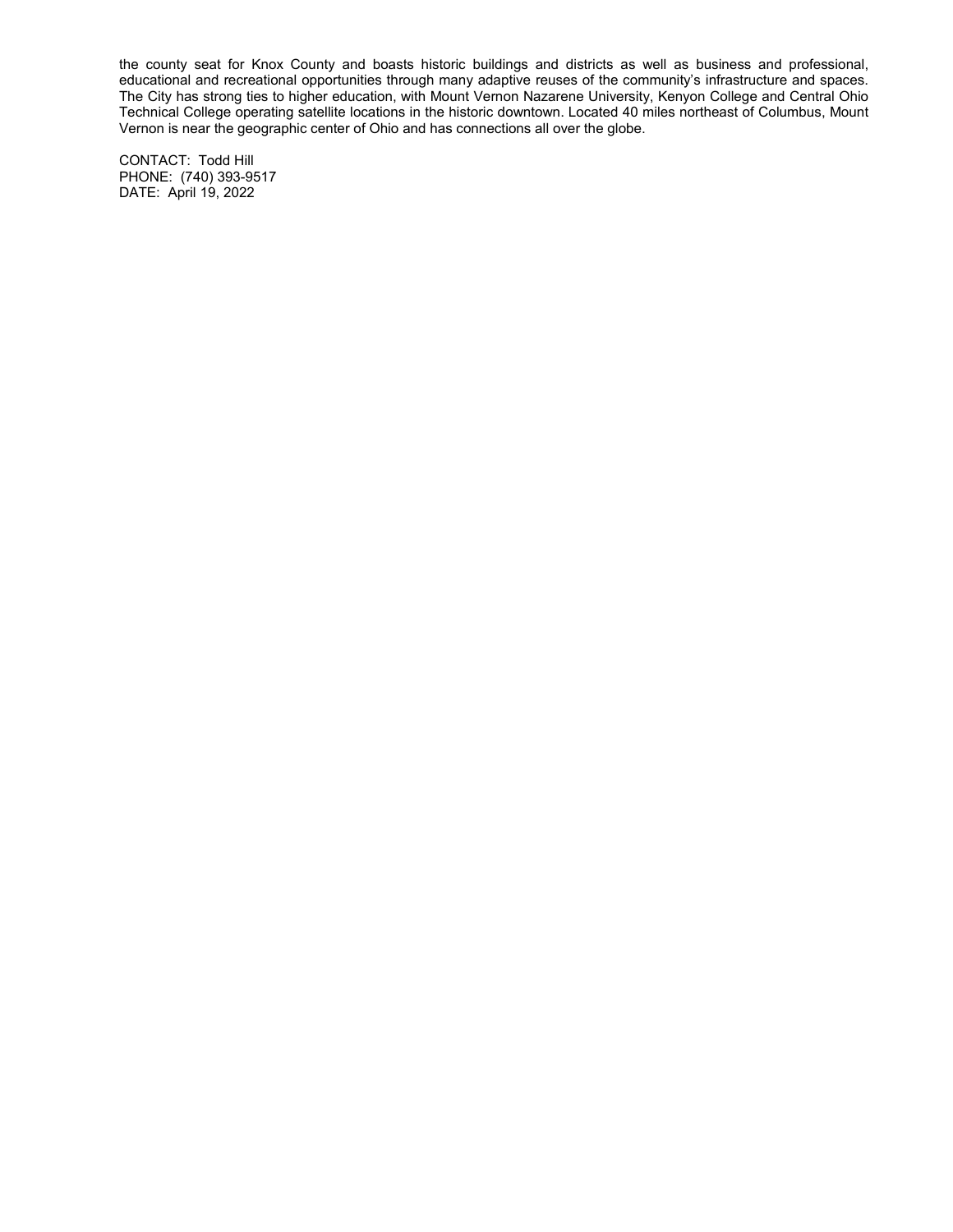the county seat for Knox County and boasts historic buildings and districts as well as business and professional, educational and recreational opportunities through many adaptive reuses of the community's infrastructure and spaces. The City has strong ties to higher education, with Mount Vernon Nazarene University, Kenyon College and Central Ohio Technical College operating satellite locations in the historic downtown. Located 40 miles northeast of Columbus, Mount Vernon is near the geographic center of Ohio and has connections all over the globe.

CONTACT: Todd Hill
PHONE: (740) 393-9517
DATE: April 19, 2022